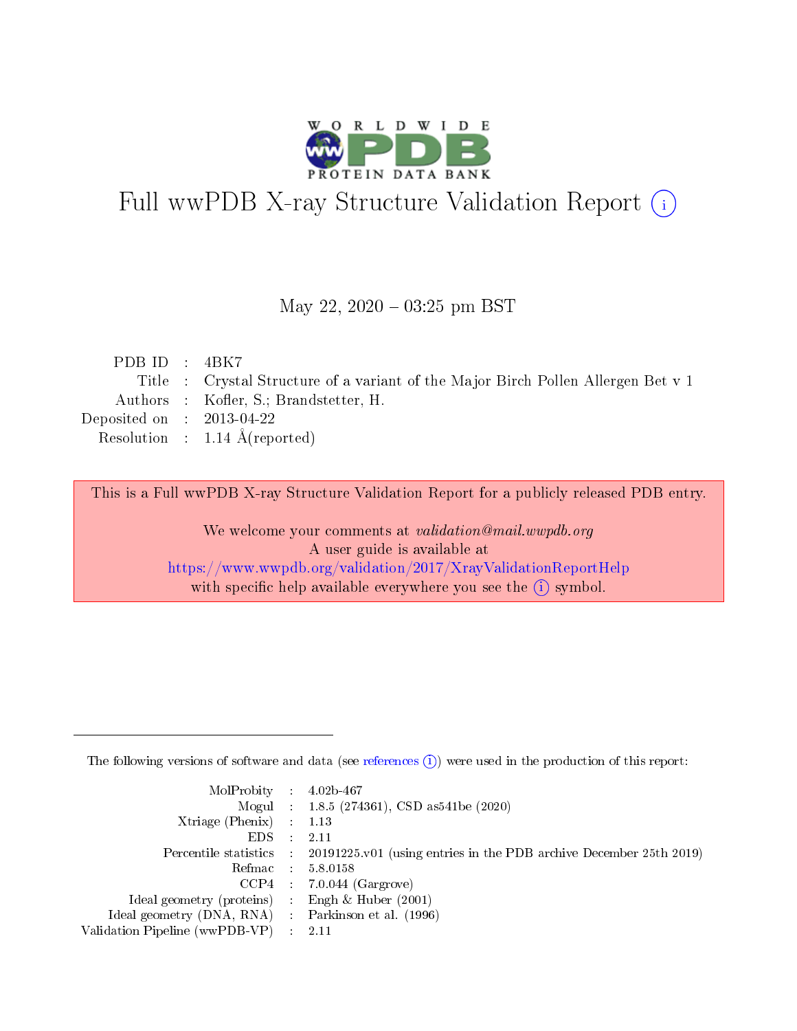# Full wwPDB X-ray Structure Validation Report (i)

May 22, 2020 – 03:25 pm BST

| | | |
|---|---|---|
| PDB ID | : | 4BK7 |
| Title | : | Crystal Structure of a variant of the Major Birch Pollen Allergen Bet v 1 |
| Authors | : | Kofler, S.; Brandstetter, H. |
| Deposited on | : | 2013-04-22 |
| Resolution | : | 1.14 Å(reported) |

This is a Full wwPDB X-ray Structure Validation Report for a publicly released PDB entry.

We welcome your comments at *validation@mail.wwpdb.org*
A user guide is available at
https://www.wwpdb.org/validation/2017/XrayValidationReportHelp
with specific help available everywhere you see the (i) symbol.

---

The following versions of software and data (see references (i)) were used in the production of this report:

| | | |
|---|---|---|
| MolProbity | : | 4.02b-467 |
| Mogul | : | 1.8.5 (274361), CSD as541be (2020) |
| Xtriage (Phenix) | : | 1.13 |
| EDS | : | 2.11 |
| Percentile statistics | : | 20191225.v01 (using entries in the PDB archive December 25th 2019) |
| Refmac | : | 5.8.0158 |
| CCP4 | : | 7.0.044 (Gargrove) |
| Ideal geometry (proteins) | : | Engh & Huber (2001) |
| Ideal geometry (DNA, RNA) | : | Parkinson et al. (1996) |
| Validation Pipeline (wwPDB-VP) | : | 2.11 |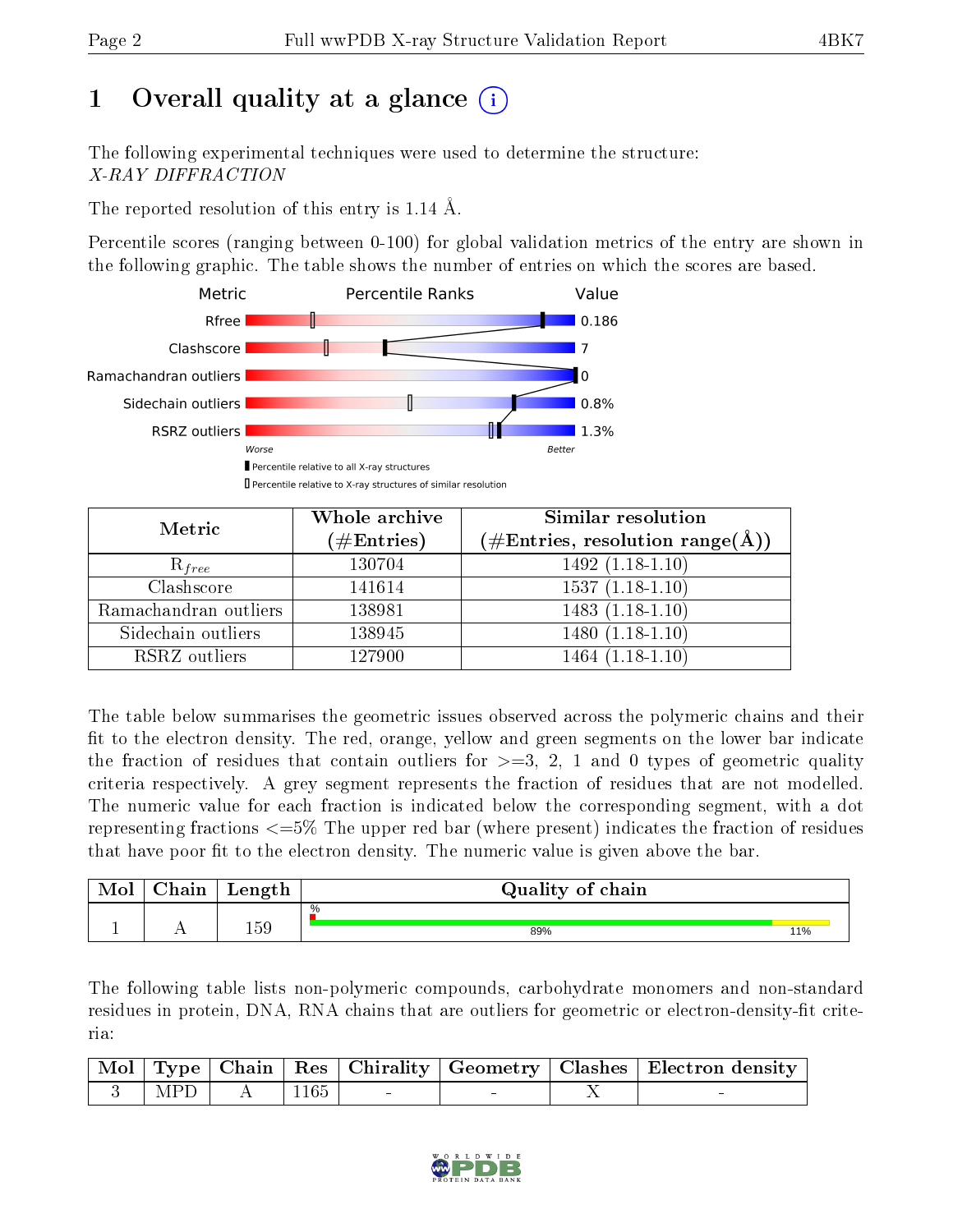# 1 Overall quality at a glance (i)

The following experimental techniques were used to determine the structure:
*X-RAY DIFFRACTION*

The reported resolution of this entry is 1.14 Å.

Percentile scores (ranging between 0-100) for global validation metrics of the entry are shown in the following graphic. The table shows the number of entries on which the scores are based.

| Metric | Value |
|---|---|
| Rfree | 0.186 |
| Clashscore | 7 |
| Ramachandran outliers | 0 |
| Sidechain outliers | 0.8% |
| RSRZ outliers | 1.3% |

Worse — Better

▮ Percentile relative to all X-ray structures
▯ Percentile relative to X-ray structures of similar resolution

| Metric | Whole archive (#Entries) | Similar resolution (#Entries, resolution range(Å)) |
|---|---|---|
| $R_{free}$ | 130704 | 1492 (1.18-1.10) |
| Clashscore | 141614 | 1537 (1.18-1.10) |
| Ramachandran outliers | 138981 | 1483 (1.18-1.10) |
| Sidechain outliers | 138945 | 1480 (1.18-1.10) |
| RSRZ outliers | 127900 | 1464 (1.18-1.10) |

The table below summarises the geometric issues observed across the polymeric chains and their fit to the electron density. The red, orange, yellow and green segments on the lower bar indicate the fraction of residues that contain outliers for >=3, 2, 1 and 0 types of geometric quality criteria respectively. A grey segment represents the fraction of residues that are not modelled. The numeric value for each fraction is indicated below the corresponding segment, with a dot representing fractions <=5% The upper red bar (where present) indicates the fraction of residues that have poor fit to the electron density. The numeric value is given above the bar.

| Mol | Chain | Length | Quality of chain |
|---|---|---|---|
| 1 | A | 159 | % / 89% / 11% |

The following table lists non-polymeric compounds, carbohydrate monomers and non-standard residues in protein, DNA, RNA chains that are outliers for geometric or electron-density-fit criteria:

| Mol | Type | Chain | Res | Chirality | Geometry | Clashes | Electron density |
|---|---|---|---|---|---|---|---|
| 3 | MPD | A | 1165 | - | - | X | - |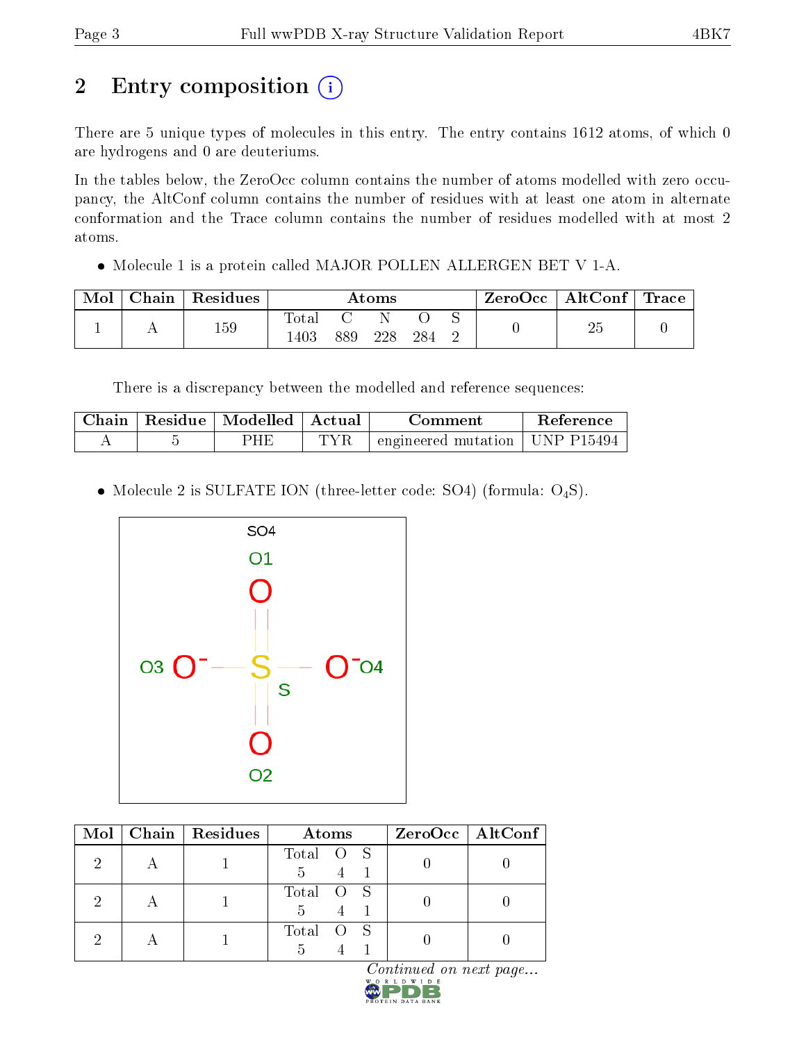## 2 Entry composition

There are 5 unique types of molecules in this entry. The entry contains 1612 atoms, of which 0 are hydrogens and 0 are deuteriums.

In the tables below, the ZeroOcc column contains the number of atoms modelled with zero occupancy, the AltConf column contains the number of residues with at least one atom in alternate conformation and the Trace column contains the number of residues modelled with at most 2 atoms.

- Molecule 1 is a protein called MAJOR POLLEN ALLERGEN BET V 1-A.

| Mol | Chain | Residues | Atoms | | | | | ZeroOcc | AltConf | Trace |
|---|---|---|---|---|---|---|---|---|---|---|
| | | | Total | C | N | O | S | | | |
| 1 | A | 159 | 1403 | 889 | 228 | 284 | 2 | 0 | 25 | 0 |

There is a discrepancy between the modelled and reference sequences:

| Chain | Residue | Modelled | Actual | Comment | Reference |
|---|---|---|---|---|---|
| A | 5 | PHE | TYR | engineered mutation | UNP P15494 |

- Molecule 2 is SULFATE ION (three-letter code: SO4) (formula: $O_4S$).

| Mol | Chain | Residues | Atoms | | | ZeroOcc | AltConf |
|---|---|---|---|---|---|---|---|
| | | | Total | O | S | | |
| 2 | A | 1 | 5 | 4 | 1 | 0 | 0 |
| 2 | A | 1 | 5 | 4 | 1 | 0 | 0 |
| 2 | A | 1 | 5 | 4 | 1 | 0 | 0 |

*Continued on next page...*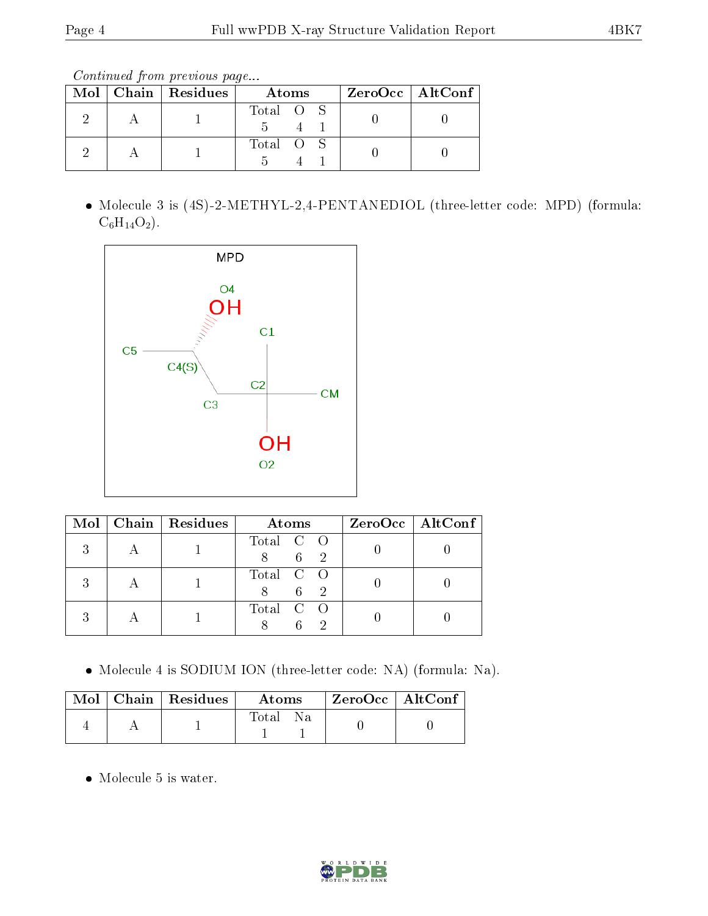*Continued from previous page...*

| Mol | Chain | Residues | Atoms | ZeroOcc | AltConf |
|---|---|---|---|---|---|
| 2 | A | 1 | Total O S<br>5 4 1 | 0 | 0 |
| 2 | A | 1 | Total O S<br>5 4 1 | 0 | 0 |

- Molecule 3 is (4S)-2-METHYL-2,4-PENTANEDIOL (three-letter code: MPD) (formula: $C_6H_{14}O_2$).

| Mol | Chain | Residues | Atoms | ZeroOcc | AltConf |
|---|---|---|---|---|---|
| 3 | A | 1 | Total C O<br>8 6 2 | 0 | 0 |
| 3 | A | 1 | Total C O<br>8 6 2 | 0 | 0 |
| 3 | A | 1 | Total C O<br>8 6 2 | 0 | 0 |

- Molecule 4 is SODIUM ION (three-letter code: NA) (formula: Na).

| Mol | Chain | Residues | Atoms | ZeroOcc | AltConf |
|---|---|---|---|---|---|
| 4 | A | 1 | Total Na<br>1 1 | 0 | 0 |

- Molecule 5 is water.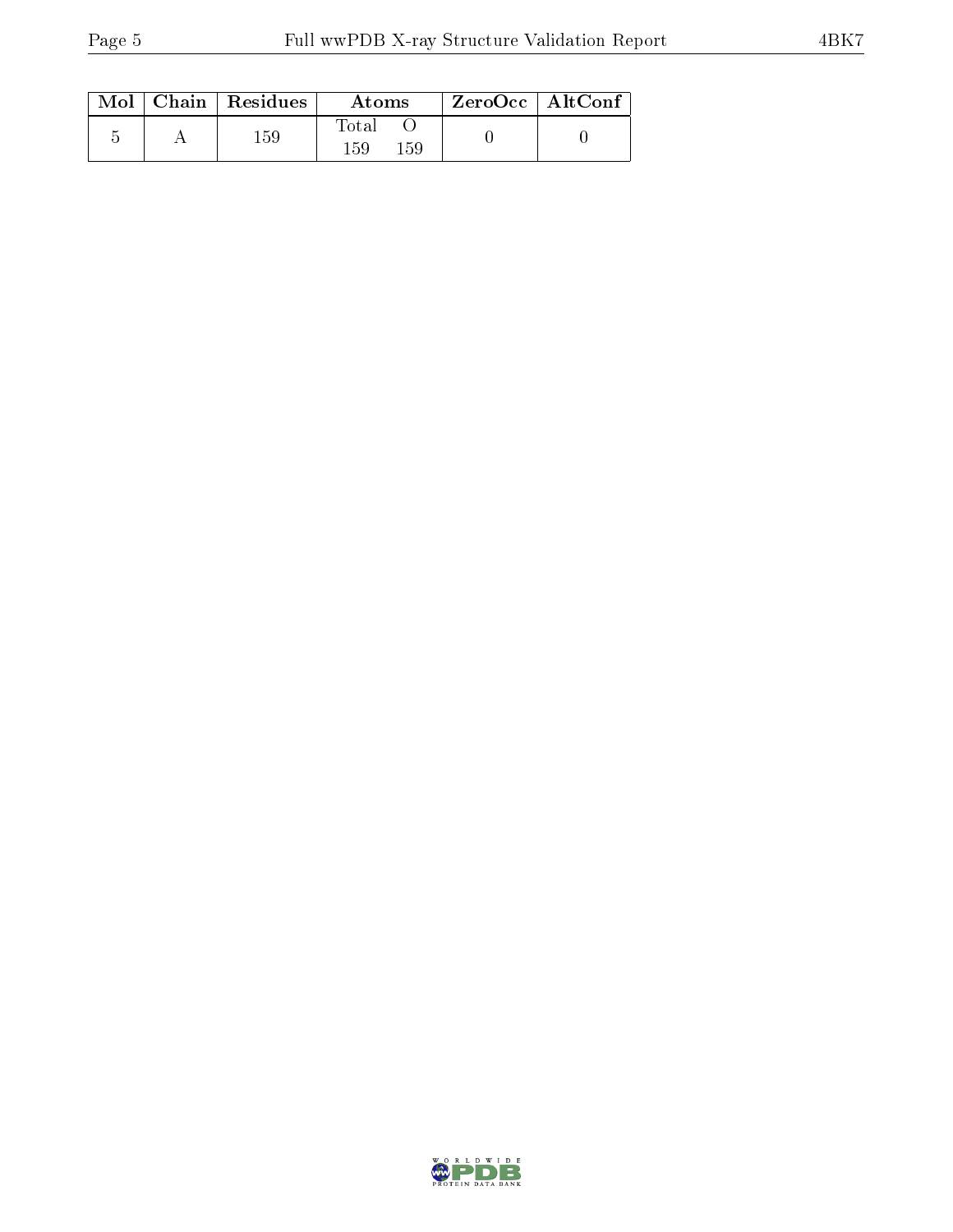| Mol | Chain | Residues | Atoms | | ZeroOcc | AltConf |
|---|---|---|---|---|---|---|
| | | | Total | O | | |
| 5 | A | 159 | 159 | 159 | 0 | 0 |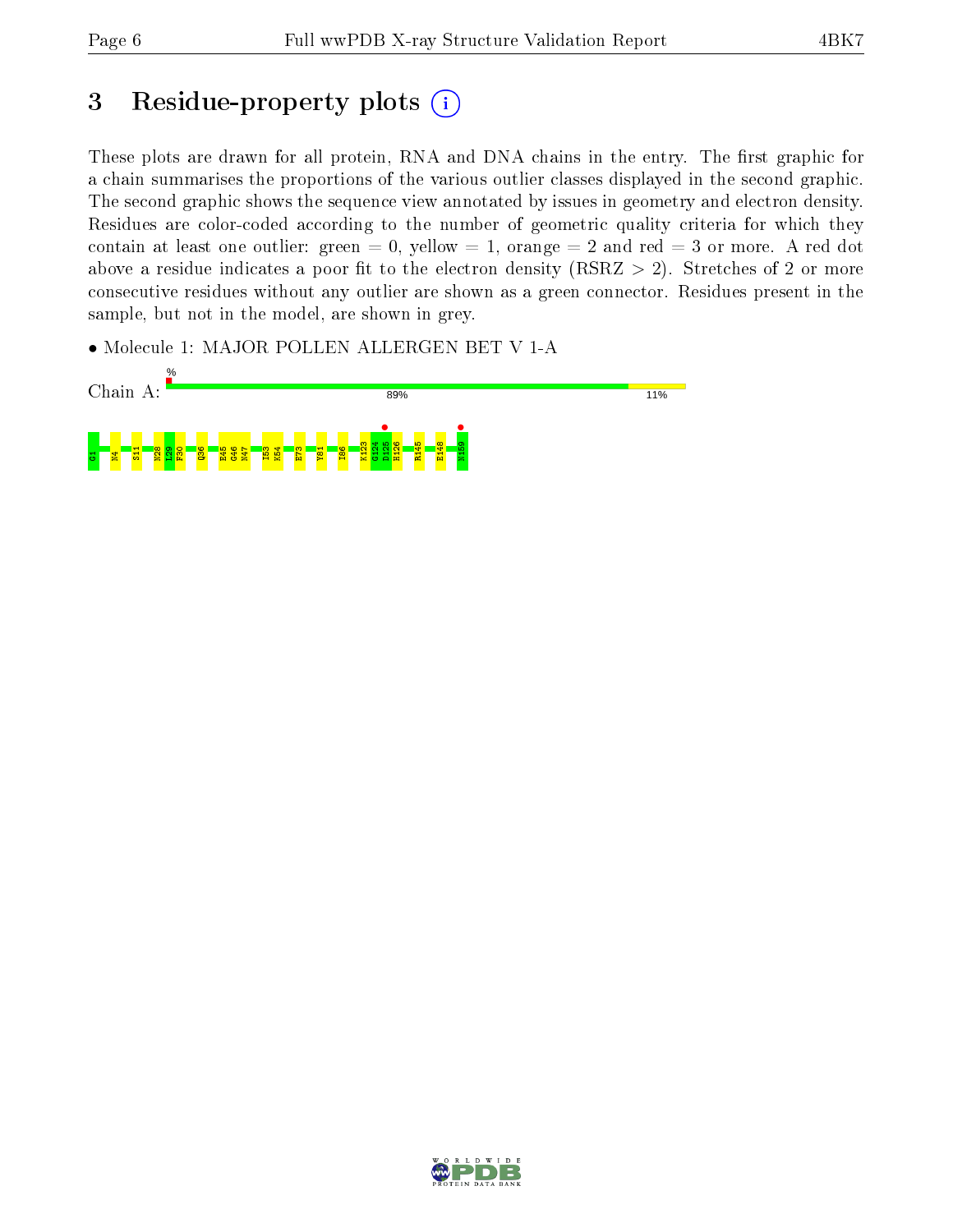# 3 Residue-property plots (i)

These plots are drawn for all protein, RNA and DNA chains in the entry. The first graphic for a chain summarises the proportions of the various outlier classes displayed in the second graphic. The second graphic shows the sequence view annotated by issues in geometry and electron density. Residues are color-coded according to the number of geometric quality criteria for which they contain at least one outlier: green = 0, yellow = 1, orange = 2 and red = 3 or more. A red dot above a residue indicates a poor fit to the electron density (RSRZ > 2). Stretches of 2 or more consecutive residues without any outlier are shown as a green connector. Residues present in the sample, but not in the model, are shown in grey.

- Molecule 1: MAJOR POLLEN ALLERGEN BET V 1-A

Chain A: % 89% 11%

G1 N4 S11 N28 L29 F30 Q36 E45 G46 N47 I53 K54 E73 Y81 I86 K123 G124 D125 H126 R145 E148 N159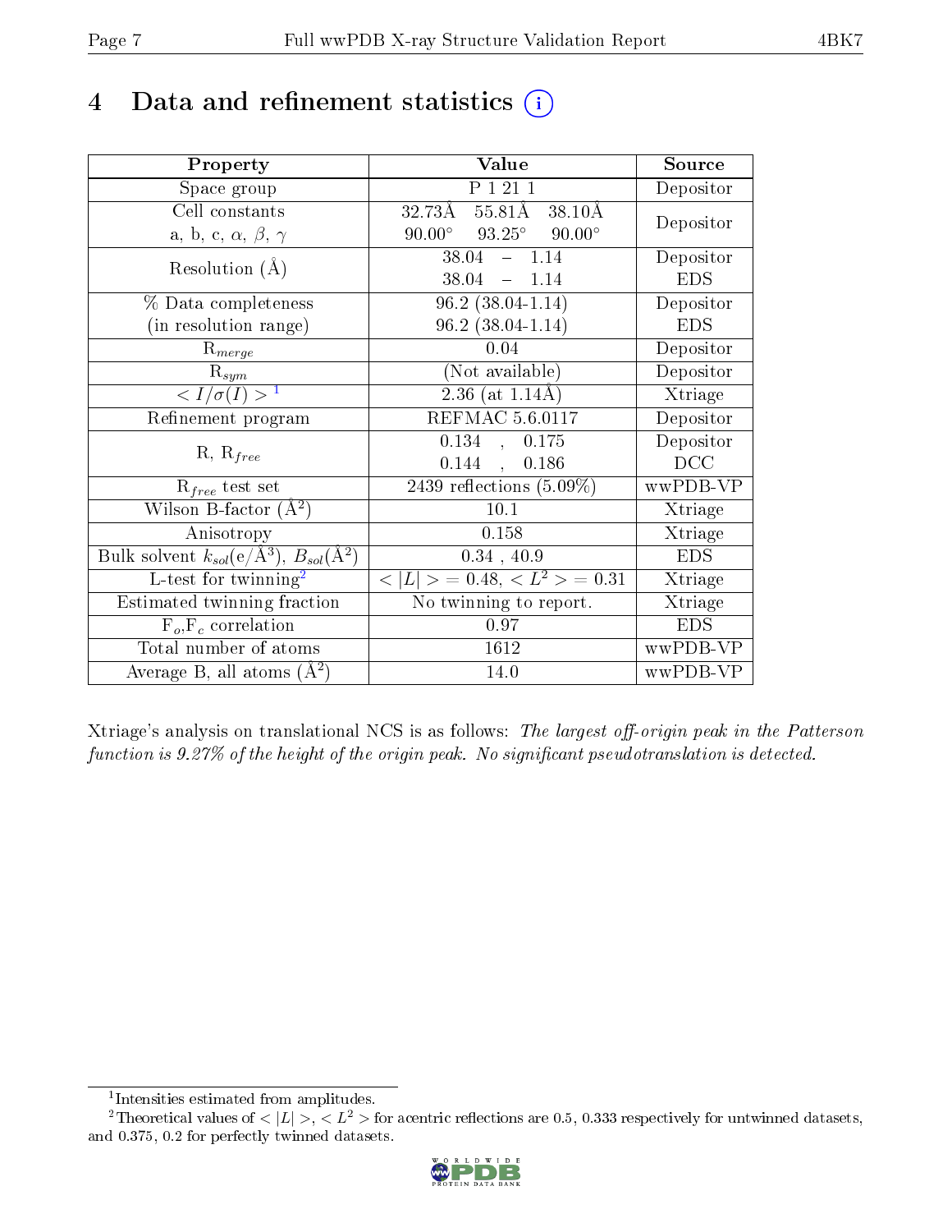# 4 Data and refinement statistics (i)

| Property | Value | Source |
|---|---|---|
| Space group | P 1 21 1 | Depositor |
| Cell constants<br>a, b, c, $\alpha$, $\beta$, $\gamma$ | 32.73Å 55.81Å 38.10Å<br>90.00° 93.25° 90.00° | Depositor |
| Resolution (Å) | 38.04 – 1.14<br>38.04 – 1.14 | Depositor<br>EDS |
| % Data completeness<br>(in resolution range) | 96.2 (38.04-1.14)<br>96.2 (38.04-1.14) | Depositor<br>EDS |
| $R_{merge}$ | 0.04 | Depositor |
| $R_{sym}$ | (Not available) | Depositor |
| $< I/\sigma(I) >$ [1] | 2.36 (at 1.14Å) | Xtriage |
| Refinement program | REFMAC 5.6.0117 | Depositor |
| R, $R_{free}$ | 0.134 , 0.175<br>0.144 , 0.186 | Depositor<br>DCC |
| $R_{free}$ test set | 2439 reflections (5.09%) | wwPDB-VP |
| Wilson B-factor (Å$^2$) | 10.1 | Xtriage |
| Anisotropy | 0.158 | Xtriage |
| Bulk solvent $k_{sol}$(e/Å$^3$), $B_{sol}$(Å$^2$) | 0.34 , 40.9 | EDS |
| L-test for twinning[2] | $< \|L\| >$ = 0.48, $< L^2 >$ = 0.31 | Xtriage |
| Estimated twinning fraction | No twinning to report. | Xtriage |
| $F_o$,$F_c$ correlation | 0.97 | EDS |
| Total number of atoms | 1612 | wwPDB-VP |
| Average B, all atoms (Å$^2$) | 14.0 | wwPDB-VP |

Xtriage's analysis on translational NCS is as follows: *The largest off-origin peak in the Patterson function is 9.27% of the height of the origin peak. No significant pseudotranslation is detected.*

[1] Intensities estimated from amplitudes.

[2] Theoretical values of $< |L| >$, $< L^2 >$ for acentric reflections are 0.5, 0.333 respectively for untwinned datasets, and 0.375, 0.2 for perfectly twinned datasets.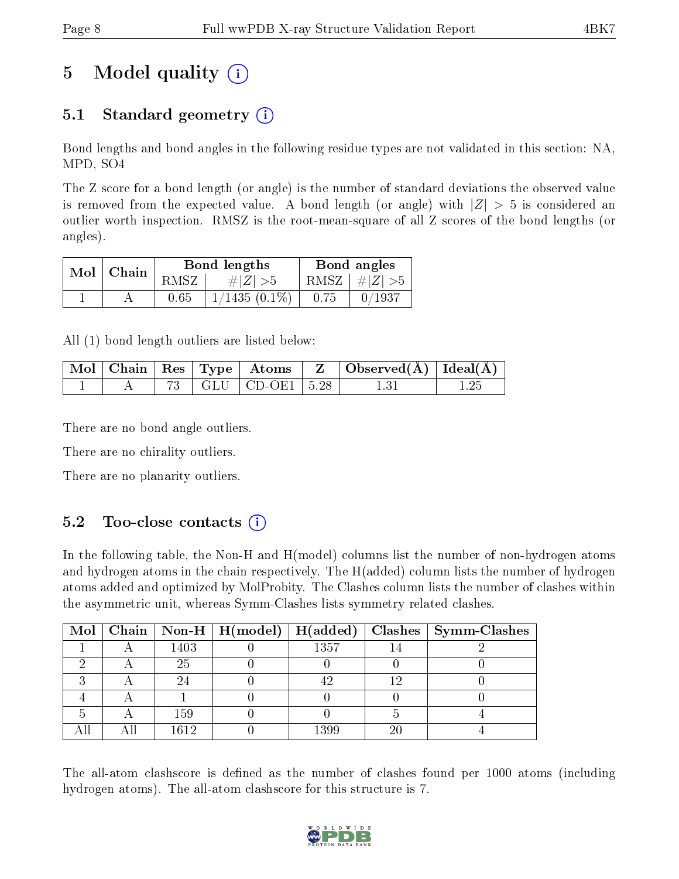# 5 Model quality

## 5.1 Standard geometry

Bond lengths and bond angles in the following residue types are not validated in this section: NA, MPD, SO4

The Z score for a bond length (or angle) is the number of standard deviations the observed value is removed from the expected value. A bond length (or angle) with $|Z| > 5$ is considered an outlier worth inspection. RMSZ is the root-mean-square of all Z scores of the bond lengths (or angles).

| Mol | Chain | Bond lengths | | Bond angles | |
|---|---|---|---|---|---|
| | | RMSZ | $\#\|Z\| > 5$ | RMSZ | $\#\|Z\| > 5$ |
| 1 | A | 0.65 | 1/1435 (0.1%) | 0.75 | 0/1937 |

All (1) bond length outliers are listed below:

| Mol | Chain | Res | Type | Atoms | Z | Observed(Å) | Ideal(Å) |
|---|---|---|---|---|---|---|---|
| 1 | A | 73 | GLU | CD-OE1 | 5.28 | 1.31 | 1.25 |

There are no bond angle outliers.

There are no chirality outliers.

There are no planarity outliers.

## 5.2 Too-close contacts

In the following table, the Non-H and H(model) columns list the number of non-hydrogen atoms and hydrogen atoms in the chain respectively. The H(added) column lists the number of hydrogen atoms added and optimized by MolProbity. The Clashes column lists the number of clashes within the asymmetric unit, whereas Symm-Clashes lists symmetry related clashes.

| Mol | Chain | Non-H | H(model) | H(added) | Clashes | Symm-Clashes |
|---|---|---|---|---|---|---|
| 1 | A | 1403 | 0 | 1357 | 14 | 2 |
| 2 | A | 25 | 0 | 0 | 0 | 0 |
| 3 | A | 24 | 0 | 42 | 12 | 0 |
| 4 | A | 1 | 0 | 0 | 0 | 0 |
| 5 | A | 159 | 0 | 0 | 5 | 4 |
| All | All | 1612 | 0 | 1399 | 20 | 4 |

The all-atom clashscore is defined as the number of clashes found per 1000 atoms (including hydrogen atoms). The all-atom clashscore for this structure is 7.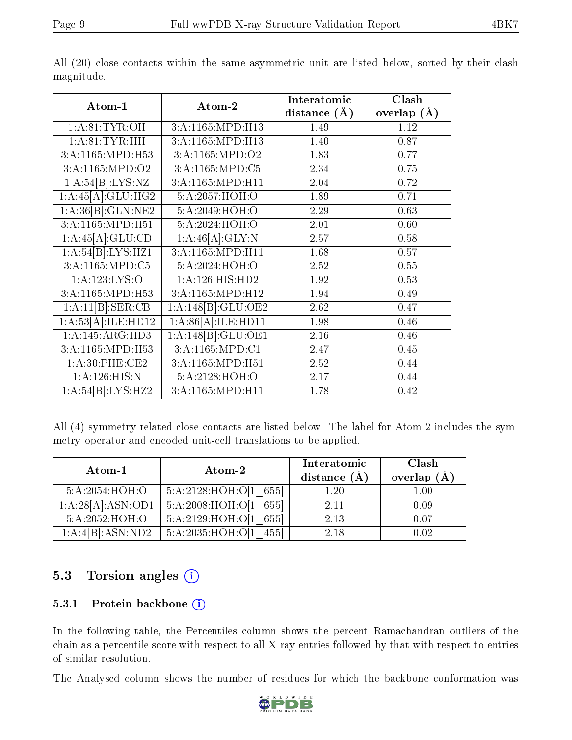All (20) close contacts within the same asymmetric unit are listed below, sorted by their clash magnitude.

| Atom-1 | Atom-2 | Interatomic distance (Å) | Clash overlap (Å) |
|---|---|---|---|
| 1:A:81:TYR:OH | 3:A:1165:MPD:H13 | 1.49 | 1.12 |
| 1:A:81:TYR:HH | 3:A:1165:MPD:H13 | 1.40 | 0.87 |
| 3:A:1165:MPD:H53 | 3:A:1165:MPD:O2 | 1.83 | 0.77 |
| 3:A:1165:MPD:O2 | 3:A:1165:MPD:C5 | 2.34 | 0.75 |
| 1:A:54[B]:LYS:NZ | 3:A:1165:MPD:H11 | 2.04 | 0.72 |
| 1:A:45[A]:GLU:HG2 | 5:A:2057:HOH:O | 1.89 | 0.71 |
| 1:A:36[B]:GLN:NE2 | 5:A:2049:HOH:O | 2.29 | 0.63 |
| 3:A:1165:MPD:H51 | 5:A:2024:HOH:O | 2.01 | 0.60 |
| 1:A:45[A]:GLU:CD | 1:A:46[A]:GLY:N | 2.57 | 0.58 |
| 1:A:54[B]:LYS:HZ1 | 3:A:1165:MPD:H11 | 1.68 | 0.57 |
| 3:A:1165:MPD:C5 | 5:A:2024:HOH:O | 2.52 | 0.55 |
| 1:A:123:LYS:O | 1:A:126:HIS:HD2 | 1.92 | 0.53 |
| 3:A:1165:MPD:H53 | 3:A:1165:MPD:H12 | 1.94 | 0.49 |
| 1:A:11[B]:SER:CB | 1:A:148[B]:GLU:OE2 | 2.62 | 0.47 |
| 1:A:53[A]:ILE:HD12 | 1:A:86[A]:ILE:HD11 | 1.98 | 0.46 |
| 1:A:145:ARG:HD3 | 1:A:148[B]:GLU:OE1 | 2.16 | 0.46 |
| 3:A:1165:MPD:H53 | 3:A:1165:MPD:C1 | 2.47 | 0.45 |
| 1:A:30:PHE:CE2 | 3:A:1165:MPD:H51 | 2.52 | 0.44 |
| 1:A:126:HIS:N | 5:A:2128:HOH:O | 2.17 | 0.44 |
| 1:A:54[B]:LYS:HZ2 | 3:A:1165:MPD:H11 | 1.78 | 0.42 |

All (4) symmetry-related close contacts are listed below. The label for Atom-2 includes the symmetry operator and encoded unit-cell translations to be applied.

| Atom-1 | Atom-2 | Interatomic distance (Å) | Clash overlap (Å) |
|---|---|---|---|
| 5:A:2054:HOH:O | 5:A:2128:HOH:O[1_655] | 1.20 | 1.00 |
| 1:A:28[A]:ASN:OD1 | 5:A:2008:HOH:O[1_655] | 2.11 | 0.09 |
| 5:A:2052:HOH:O | 5:A:2129:HOH:O[1_655] | 2.13 | 0.07 |
| 1:A:4[B]:ASN:ND2 | 5:A:2035:HOH:O[1_455] | 2.18 | 0.02 |

## 5.3 Torsion angles

### 5.3.1 Protein backbone

In the following table, the Percentiles column shows the percent Ramachandran outliers of the chain as a percentile score with respect to all X-ray entries followed by that with respect to entries of similar resolution.

The Analysed column shows the number of residues for which the backbone conformation was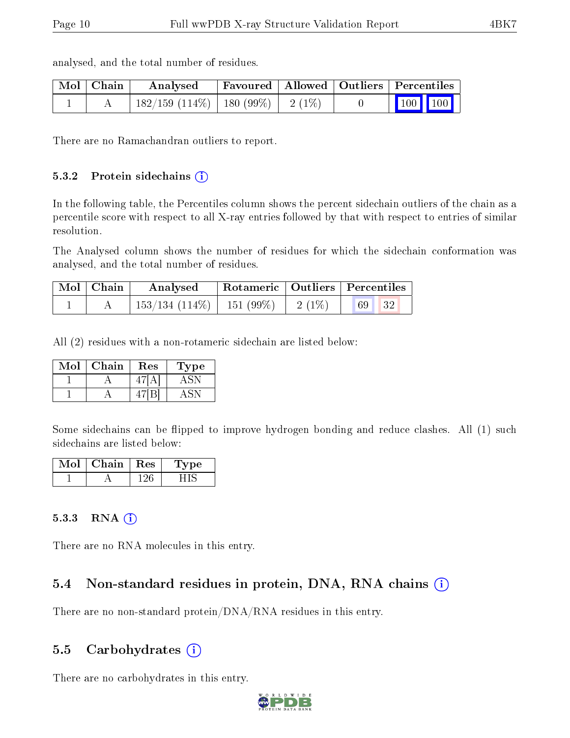analysed, and the total number of residues.

| Mol | Chain | Analysed | Favoured | Allowed | Outliers | Percentiles | |
|---|---|---|---|---|---|---|---|
| 1 | A | 182/159 (114%) | 180 (99%) | 2 (1%) | 0 | 100 | 100 |

There are no Ramachandran outliers to report.

### 5.3.2 Protein sidechains

In the following table, the Percentiles column shows the percent sidechain outliers of the chain as a percentile score with respect to all X-ray entries followed by that with respect to entries of similar resolution.

The Analysed column shows the number of residues for which the sidechain conformation was analysed, and the total number of residues.

| Mol | Chain | Analysed | Rotameric | Outliers | Percentiles | |
|---|---|---|---|---|---|---|
| 1 | A | 153/134 (114%) | 151 (99%) | 2 (1%) | 69 | 32 |

All (2) residues with a non-rotameric sidechain are listed below:

| Mol | Chain | Res | Type |
|---|---|---|---|
| 1 | A | 47[A] | ASN |
| 1 | A | 47[B] | ASN |

Some sidechains can be flipped to improve hydrogen bonding and reduce clashes. All (1) such sidechains are listed below:

| Mol | Chain | Res | Type |
|---|---|---|---|
| 1 | A | 126 | HIS |

### 5.3.3 RNA

There are no RNA molecules in this entry.

## 5.4 Non-standard residues in protein, DNA, RNA chains

There are no non-standard protein/DNA/RNA residues in this entry.

## 5.5 Carbohydrates

There are no carbohydrates in this entry.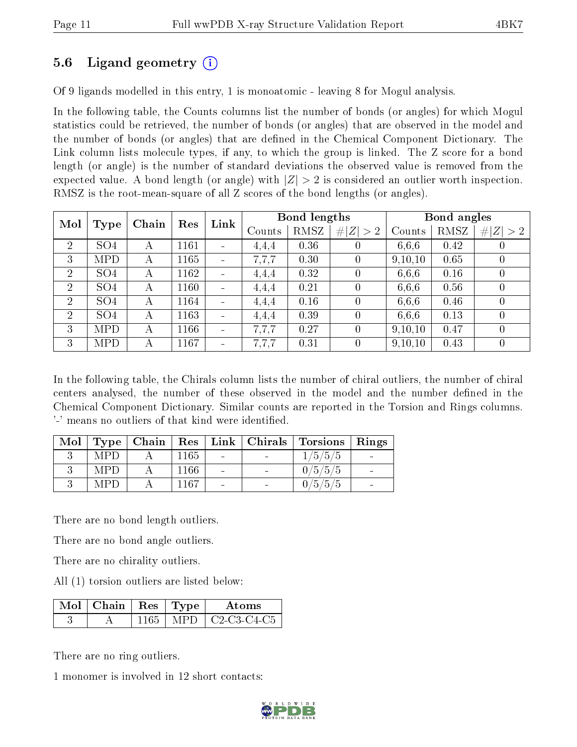## 5.6 Ligand geometry (i)

Of 9 ligands modelled in this entry, 1 is monoatomic - leaving 8 for Mogul analysis.

In the following table, the Counts columns list the number of bonds (or angles) for which Mogul statistics could be retrieved, the number of bonds (or angles) that are observed in the model and the number of bonds (or angles) that are defined in the Chemical Component Dictionary. The Link column lists molecule types, if any, to which the group is linked. The Z score for a bond length (or angle) is the number of standard deviations the observed value is removed from the expected value. A bond length (or angle) with $|Z| > 2$ is considered an outlier worth inspection. RMSZ is the root-mean-square of all Z scores of the bond lengths (or angles).

| Mol | Type | Chain | Res | Link | Bond lengths | | | Bond angles | | |
|---|---|---|---|---|---|---|---|---|---|---|
| | | | | | Counts | RMSZ | #\|Z\| > 2 | Counts | RMSZ | #\|Z\| > 2 |
| 2 | SO4 | A | 1161 | - | 4,4,4 | 0.36 | 0 | 6,6,6 | 0.42 | 0 |
| 3 | MPD | A | 1165 | - | 7,7,7 | 0.30 | 0 | 9,10,10 | 0.65 | 0 |
| 2 | SO4 | A | 1162 | - | 4,4,4 | 0.32 | 0 | 6,6,6 | 0.16 | 0 |
| 2 | SO4 | A | 1160 | - | 4,4,4 | 0.21 | 0 | 6,6,6 | 0.56 | 0 |
| 2 | SO4 | A | 1164 | - | 4,4,4 | 0.16 | 0 | 6,6,6 | 0.46 | 0 |
| 2 | SO4 | A | 1163 | - | 4,4,4 | 0.39 | 0 | 6,6,6 | 0.13 | 0 |
| 3 | MPD | A | 1166 | - | 7,7,7 | 0.27 | 0 | 9,10,10 | 0.47 | 0 |
| 3 | MPD | A | 1167 | - | 7,7,7 | 0.31 | 0 | 9,10,10 | 0.43 | 0 |

In the following table, the Chirals column lists the number of chiral outliers, the number of chiral centers analysed, the number of these observed in the model and the number defined in the Chemical Component Dictionary. Similar counts are reported in the Torsion and Rings columns. '-' means no outliers of that kind were identified.

| Mol | Type | Chain | Res | Link | Chirals | Torsions | Rings |
|---|---|---|---|---|---|---|---|
| 3 | MPD | A | 1165 | - | - | 1/5/5/5 | - |
| 3 | MPD | A | 1166 | - | - | 0/5/5/5 | - |
| 3 | MPD | A | 1167 | - | - | 0/5/5/5 | - |

There are no bond length outliers.

There are no bond angle outliers.

There are no chirality outliers.

All (1) torsion outliers are listed below:

| Mol | Chain | Res | Type | Atoms |
|---|---|---|---|---|
| 3 | A | 1165 | MPD | C2-C3-C4-C5 |

There are no ring outliers.

1 monomer is involved in 12 short contacts: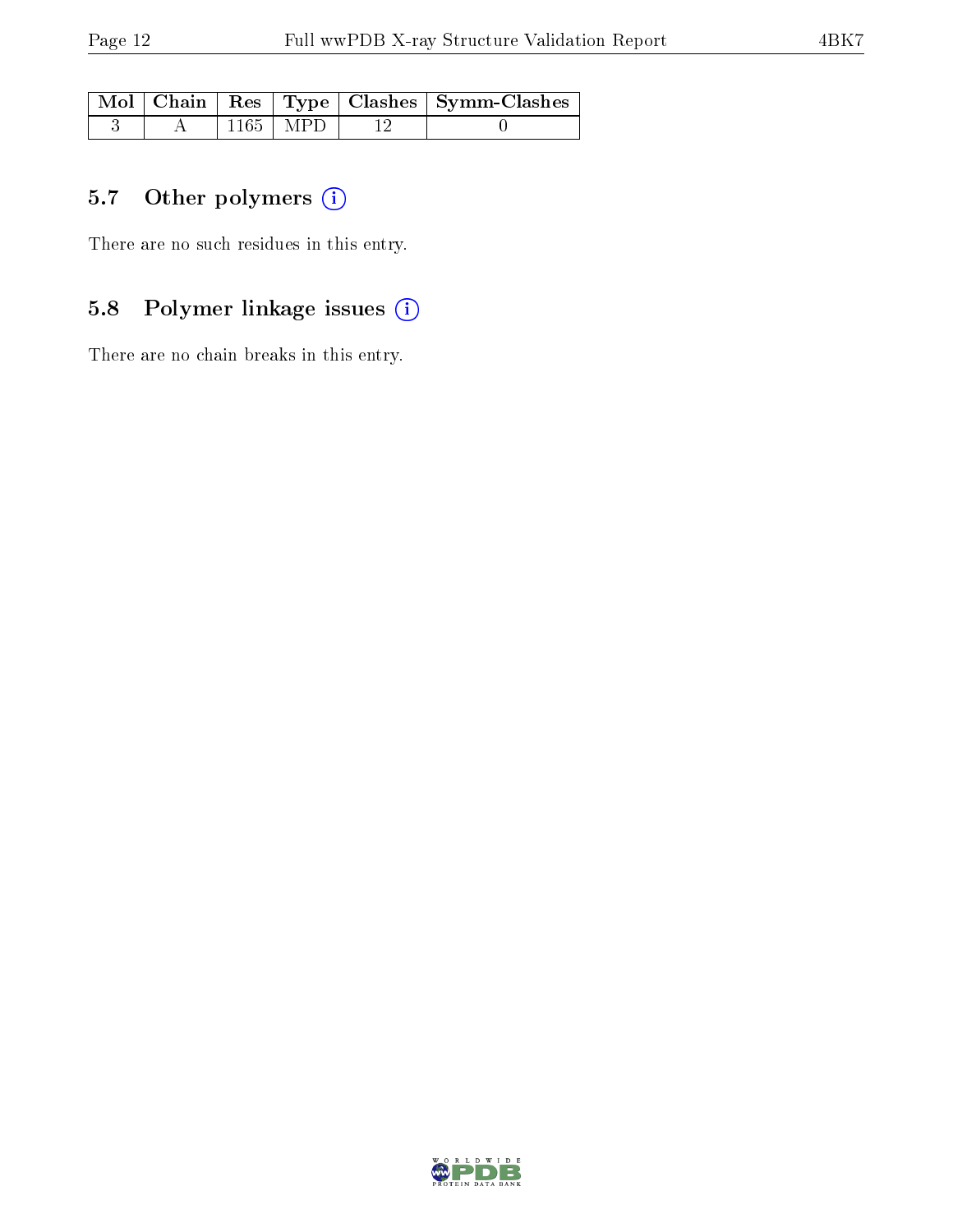| Mol | Chain | Res | Type | Clashes | Symm-Clashes |
|---|---|---|---|---|---|
| 3 | A | 1165 | MPD | 12 | 0 |

### 5.7 Other polymers

There are no such residues in this entry.

### 5.8 Polymer linkage issues

There are no chain breaks in this entry.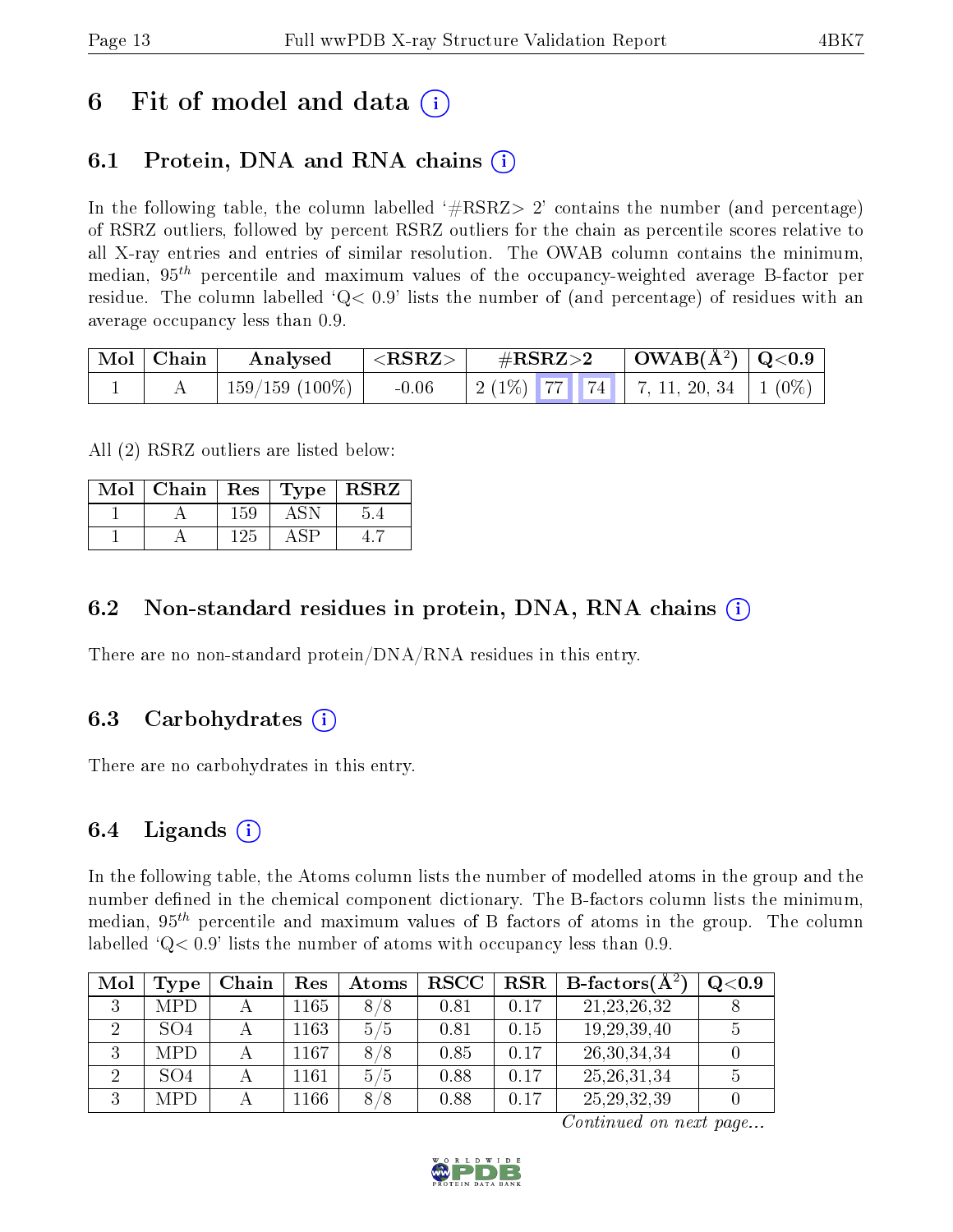# 6 Fit of model and data (i)

## 6.1 Protein, DNA and RNA chains (i)

In the following table, the column labelled '#RSRZ> 2' contains the number (and percentage) of RSRZ outliers, followed by percent RSRZ outliers for the chain as percentile scores relative to all X-ray entries and entries of similar resolution. The OWAB column contains the minimum, median, $95^{th}$ percentile and maximum values of the occupancy-weighted average B-factor per residue. The column labelled 'Q< 0.9' lists the number of (and percentage) of residues with an average occupancy less than 0.9.

| Mol | Chain | Analysed | <RSRZ> | #RSRZ>2 | | | OWAB(Å$^2$) | Q<0.9 |
|---|---|---|---|---|---|---|---|---|
| 1 | A | 159/159 (100%) | -0.06 | 2 (1%) | 77 | 74 | 7, 11, 20, 34 | 1 (0%) |

All (2) RSRZ outliers are listed below:

| Mol | Chain | Res | Type | RSRZ |
|---|---|---|---|---|
| 1 | A | 159 | ASN | 5.4 |
| 1 | A | 125 | ASP | 4.7 |

## 6.2 Non-standard residues in protein, DNA, RNA chains (i)

There are no non-standard protein/DNA/RNA residues in this entry.

## 6.3 Carbohydrates (i)

There are no carbohydrates in this entry.

## 6.4 Ligands (i)

In the following table, the Atoms column lists the number of modelled atoms in the group and the number defined in the chemical component dictionary. The B-factors column lists the minimum, median, $95^{th}$ percentile and maximum values of B factors of atoms in the group. The column labelled 'Q< 0.9' lists the number of atoms with occupancy less than 0.9.

| Mol | Type | Chain | Res | Atoms | RSCC | RSR | B-factors(Å$^2$) | Q<0.9 |
|---|---|---|---|---|---|---|---|---|
| 3 | MPD | A | 1165 | 8/8 | 0.81 | 0.17 | 21,23,26,32 | 8 |
| 2 | SO4 | A | 1163 | 5/5 | 0.81 | 0.15 | 19,29,39,40 | 5 |
| 3 | MPD | A | 1167 | 8/8 | 0.85 | 0.17 | 26,30,34,34 | 0 |
| 2 | SO4 | A | 1161 | 5/5 | 0.88 | 0.17 | 25,26,31,34 | 5 |
| 3 | MPD | A | 1166 | 8/8 | 0.88 | 0.17 | 25,29,32,39 | 0 |

*Continued on next page...*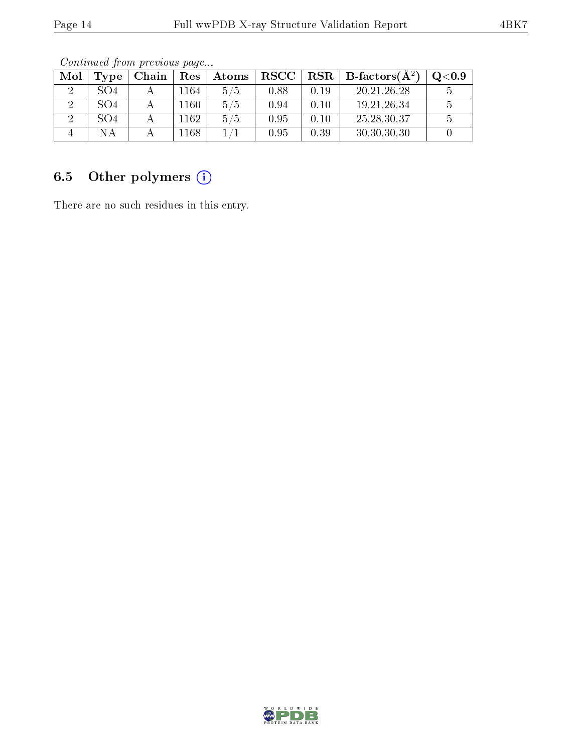*Continued from previous page...*

| Mol | Type | Chain | Res | Atoms | RSCC | RSR | B-factors($Å^2$) | Q<0.9 |
|---|---|---|---|---|---|---|---|---|
| 2 | SO4 | A | 1164 | 5/5 | 0.88 | 0.19 | 20,21,26,28 | 5 |
| 2 | SO4 | A | 1160 | 5/5 | 0.94 | 0.10 | 19,21,26,34 | 5 |
| 2 | SO4 | A | 1162 | 5/5 | 0.95 | 0.10 | 25,28,30,37 | 5 |
| 4 | NA | A | 1168 | 1/1 | 0.95 | 0.39 | 30,30,30,30 | 0 |

### 6.5 Other polymers

There are no such residues in this entry.